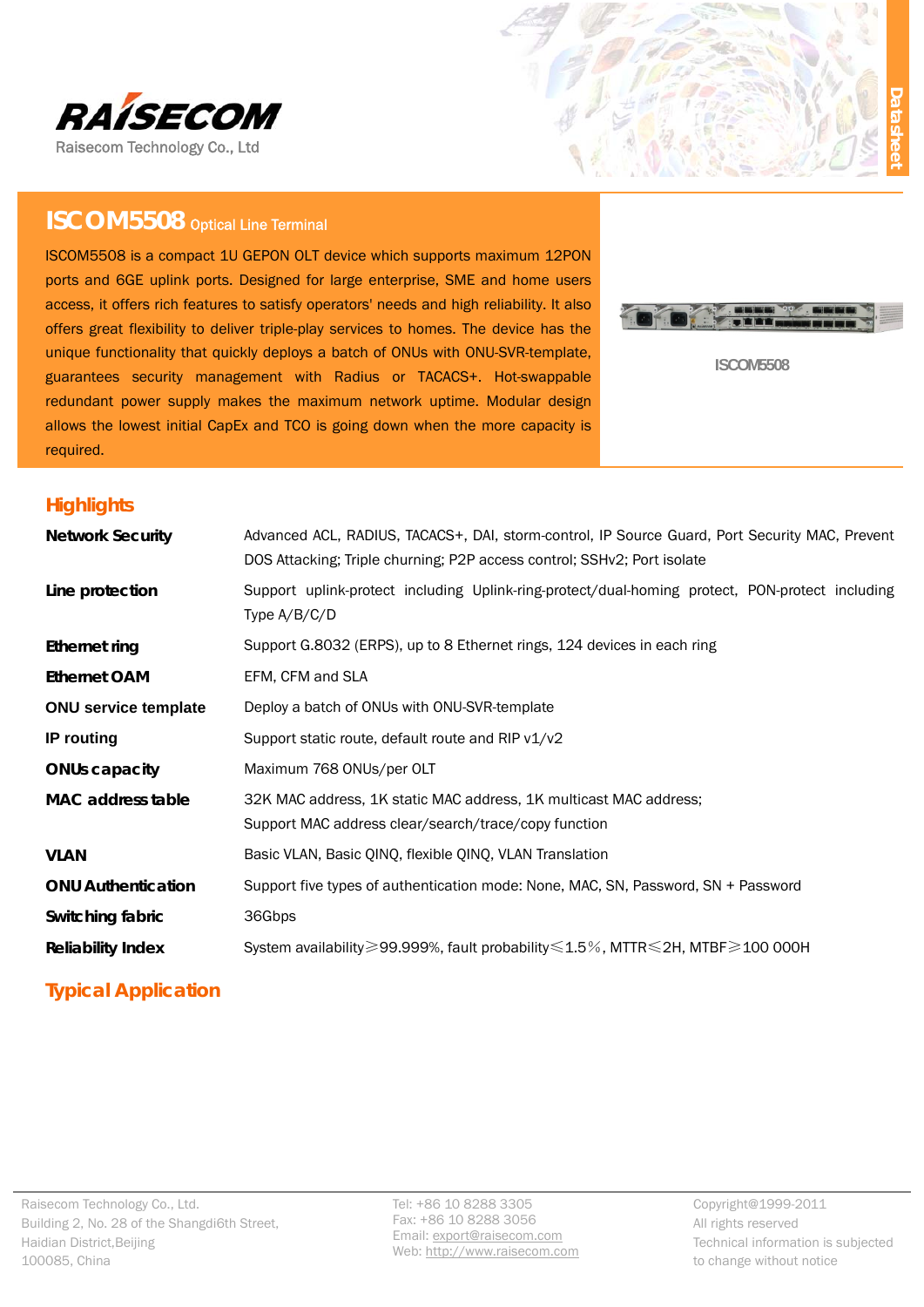RAISECOM

Raisecom Technology Co., Ltd

Datasheet

# ISCOM5508 Optical Line Terminal

ISCOM5508 is a compact 1U GEPON OLT device which supports maximum 12PON ports and 6GE uplink ports. Designed for large enterprise, SME and home users access, it offers rich features to satisfy operators' needs and high reliability. It also offers great flexibility to deliver triple-play services to homes. The device has the unique functionality that quickly deploys a batch of ONUs with ONU-SVR-template, guarantees security management with Radius or TACACS+. Hot-swappable redundant power supply makes the maximum network uptime. Modular design allows the lowest initial CapEx and TCO is going down when the more capacity is required.

ISCOM5508

## Highlights

| | |
|---|---|
| **Network Security** | Advanced ACL, RADIUS, TACACS+, DAI, storm-control, IP Source Guard, Port Security MAC, Prevent DOS Attacking; Triple churning; P2P access control; SSHv2; Port isolate |
| **Line protection** | Support uplink-protect including Uplink-ring-protect/dual-homing protect, PON-protect including Type A/B/C/D |
| **Ethernet ring** | Support G.8032 (ERPS), up to 8 Ethernet rings, 124 devices in each ring |
| **Ethernet OAM** | EFM, CFM and SLA |
| **ONU service template** | Deploy a batch of ONUs with ONU-SVR-template |
| **IP routing** | Support static route, default route and RIP v1/v2 |
| **ONUs capacity** | Maximum 768 ONUs/per OLT |
| **MAC address table** | 32K MAC address, 1K static MAC address, 1K multicast MAC address; Support MAC address clear/search/trace/copy function |
| **VLAN** | Basic VLAN, Basic QINQ, flexible QINQ, VLAN Translation |
| **ONU Authentication** | Support five types of authentication mode: None, MAC, SN, Password, SN + Password |
| **Switching fabric** | 36Gbps |
| **Reliability Index** | System availability≥99.999%, fault probability≤1.5%, MTTR≤2H, MTBF≥100 000H |

## Typical Application

Raisecom Technology Co., Ltd.
Building 2, No. 28 of the Shangdi6th Street,
Haidian District,Beijing
100085, China

Tel: +86 10 8288 3305
Fax: +86 10 8288 3056
Email: export@raisecom.com
Web: http://www.raisecom.com

Copyright@1999-2011
All rights reserved
Technical information is subjected to change without notice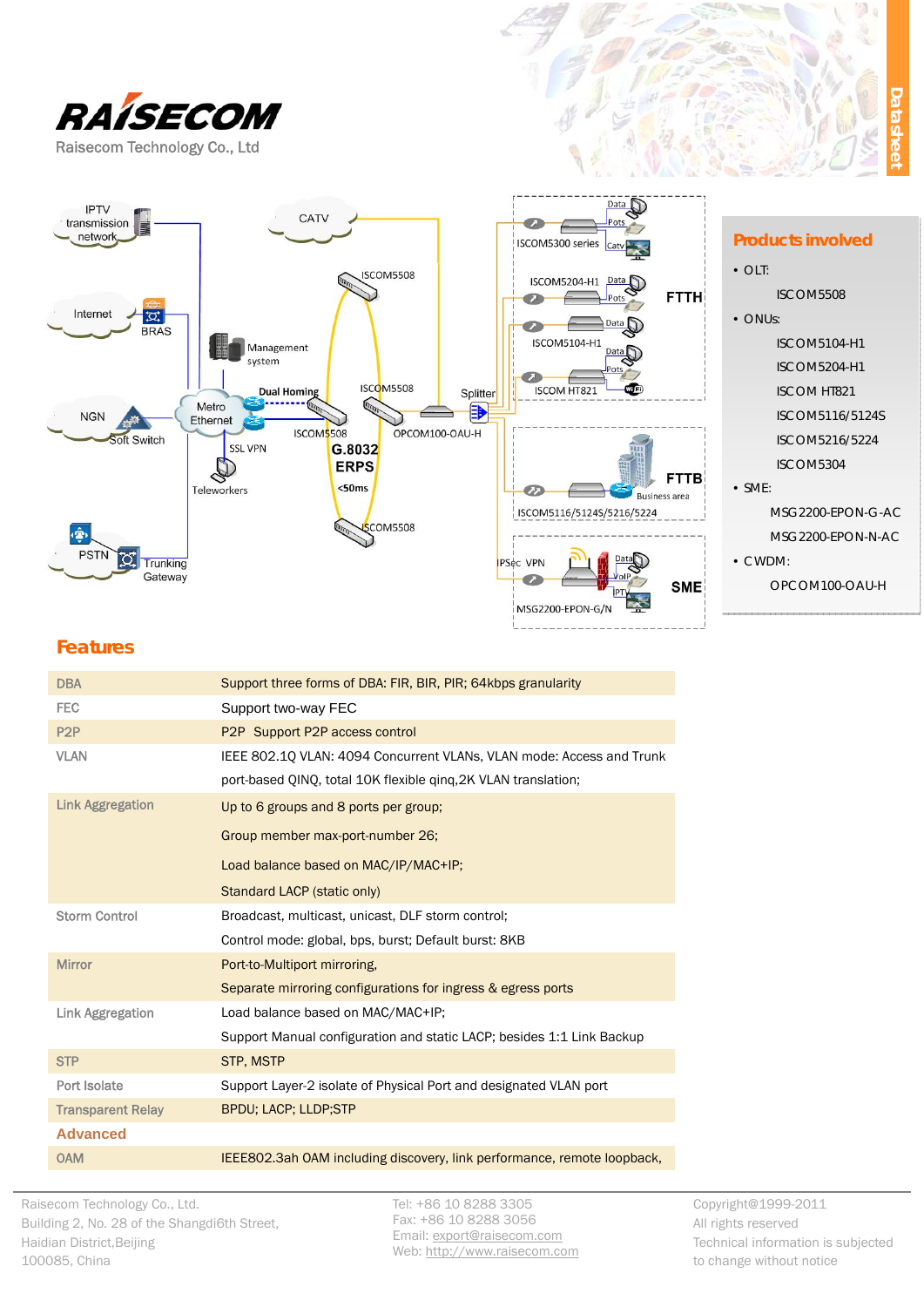RAISECOM

Raisecom Technology Co., Ltd

Datasheet

IPTV transmission network
CATV
Internet
BRAS
Management system
NGN
Soft Switch
Metro Ethernet
Dual Homing
SSL VPN
Teleworkers
PSTN
Trunking Gateway
ISCOM5508
ISCOM5508
ISCOM5508
ISCOM5508
G.8032 ERPS
<50ms
OPCOM100-OAU-H
Splitter
ISCOM5300 series
Data
Pots
Catv
ISCOM5204-H1
ISCOM5104-H1
ISCOM HT821
WiFi
FTTH
FTTB
Business area
ISCOM5116/5124S/5216/5224
IPSec VPN
VoIP
IPTV
SME
MSG2200-EPON-G/N

## Products involved

- OLT:
  - ISCOM5508
- ONUs:
  - ISCOM5104-H1
  - ISCOM5204-H1
  - ISCOM HT821
  - ISCOM5116/5124S
  - ISCOM5216/5224
  - ISCOM5304
- SME:
  - MSG2200-EPON-G-AC
  - MSG2200-EPON-N-AC
- CWDM:
  - OPCOM100-OAU-H

## Features

| | |
|---|---|
| DBA | Support three forms of DBA: FIR, BIR, PIR; 64kbps granularity |
| FEC | Support two-way FEC |
| P2P | P2P Support P2P access control |
| VLAN | IEEE 802.1Q VLAN: 4094 Concurrent VLANs, VLAN mode: Access and Trunk port-based QINQ, total 10K flexible qinq,2K VLAN translation; |
| Link Aggregation | Up to 6 groups and 8 ports per group;<br>Group member max-port-number 26;<br>Load balance based on MAC/IP/MAC+IP;<br>Standard LACP (static only) |
| Storm Control | Broadcast, multicast, unicast, DLF storm control;<br>Control mode: global, bps, burst; Default burst: 8KB |
| Mirror | Port-to-Multiport mirroring,<br>Separate mirroring configurations for ingress & egress ports |
| Link Aggregation | Load balance based on MAC/MAC+IP;<br>Support Manual configuration and static LACP; besides 1:1 Link Backup |
| STP | STP, MSTP |
| Port Isolate | Support Layer-2 isolate of Physical Port and designated VLAN port |
| Transparent Relay | BPDU; LACP; LLDP;STP |
| **Advanced** | |
| OAM | IEEE802.3ah OAM including discovery, link performance, remote loopback, |

Raisecom Technology Co., Ltd.
Building 2, No. 28 of the Shangdi6th Street,
Haidian District,Beijing
100085, China

Tel: +86 10 8288 3305
Fax: +86 10 8288 3056
Email: export@raisecom.com
Web: http://www.raisecom.com

Copyright@1999-2011
All rights reserved
Technical information is subjected to change without notice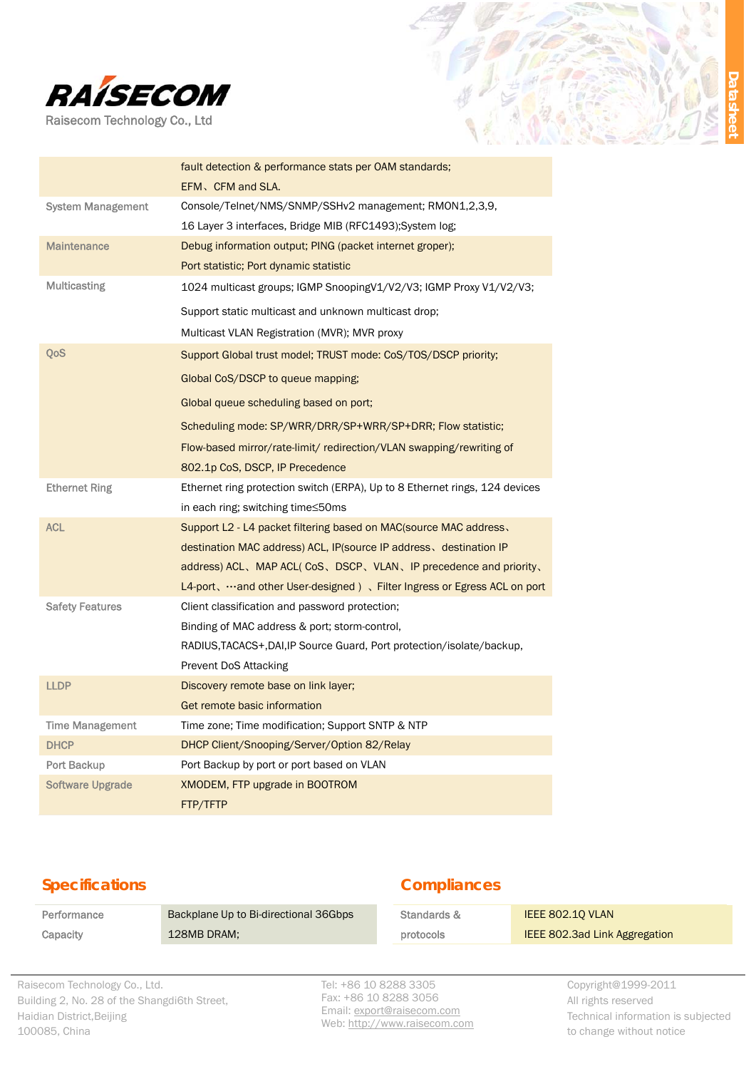| | |
|---|---|
| | fault detection & performance stats per OAM standards; EFM、CFM and SLA. |
| System Management | Console/Telnet/NMS/SNMP/SSHv2 management; RMON1,2,3,9, 16 Layer 3 interfaces, Bridge MIB (RFC1493);System log; |
| Maintenance | Debug information output; PING (packet internet groper); Port statistic; Port dynamic statistic |
| Multicasting | 1024 multicast groups; IGMP SnoopingV1/V2/V3; IGMP Proxy V1/V2/V3; Support static multicast and unknown multicast drop; Multicast VLAN Registration (MVR); MVR proxy |
| QoS | Support Global trust model; TRUST mode: CoS/TOS/DSCP priority; Global CoS/DSCP to queue mapping; Global queue scheduling based on port; Scheduling mode: SP/WRR/DRR/SP+WRR/SP+DRR; Flow statistic; Flow-based mirror/rate-limit/ redirection/VLAN swapping/rewriting of 802.1p CoS, DSCP, IP Precedence |
| Ethernet Ring | Ethernet ring protection switch (ERPA), Up to 8 Ethernet rings, 124 devices in each ring; switching time≤50ms |
| ACL | Support L2 - L4 packet filtering based on MAC(source MAC address、destination MAC address) ACL, IP(source IP address、destination IP address) ACL、MAP ACL( CoS、DSCP、VLAN、IP precedence and priority、L4-port、…and other User-designed ) 、Filter Ingress or Egress ACL on port |
| Safety Features | Client classification and password protection; Binding of MAC address & port; storm-control, RADIUS,TACACS+,DAI,IP Source Guard, Port protection/isolate/backup, Prevent DoS Attacking |
| LLDP | Discovery remote base on link layer; Get remote basic information |
| Time Management | Time zone; Time modification; Support SNTP & NTP |
| DHCP | DHCP Client/Snooping/Server/Option 82/Relay |
| Port Backup | Port Backup by port or port based on VLAN |
| Software Upgrade | XMODEM, FTP upgrade in BOOTROM FTP/TFTP |

## Specifications

| | |
|---|---|
| Performance | Backplane Up to Bi-directional 36Gbps |
| Capacity | 128MB DRAM; |

## Compliances

| | |
|---|---|
| Standards & protocols | IEEE 802.1Q VLAN<br>IEEE 802.3ad Link Aggregation |

Raisecom Technology Co., Ltd.
Building 2, No. 28 of the Shangdi6th Street,
Haidian District,Beijing
100085, China

Tel: +86 10 8288 3305
Fax: +86 10 8288 3056
Email: export@raisecom.com
Web: http://www.raisecom.com

Copyright@1999-2011
All rights reserved
Technical information is subjected to change without notice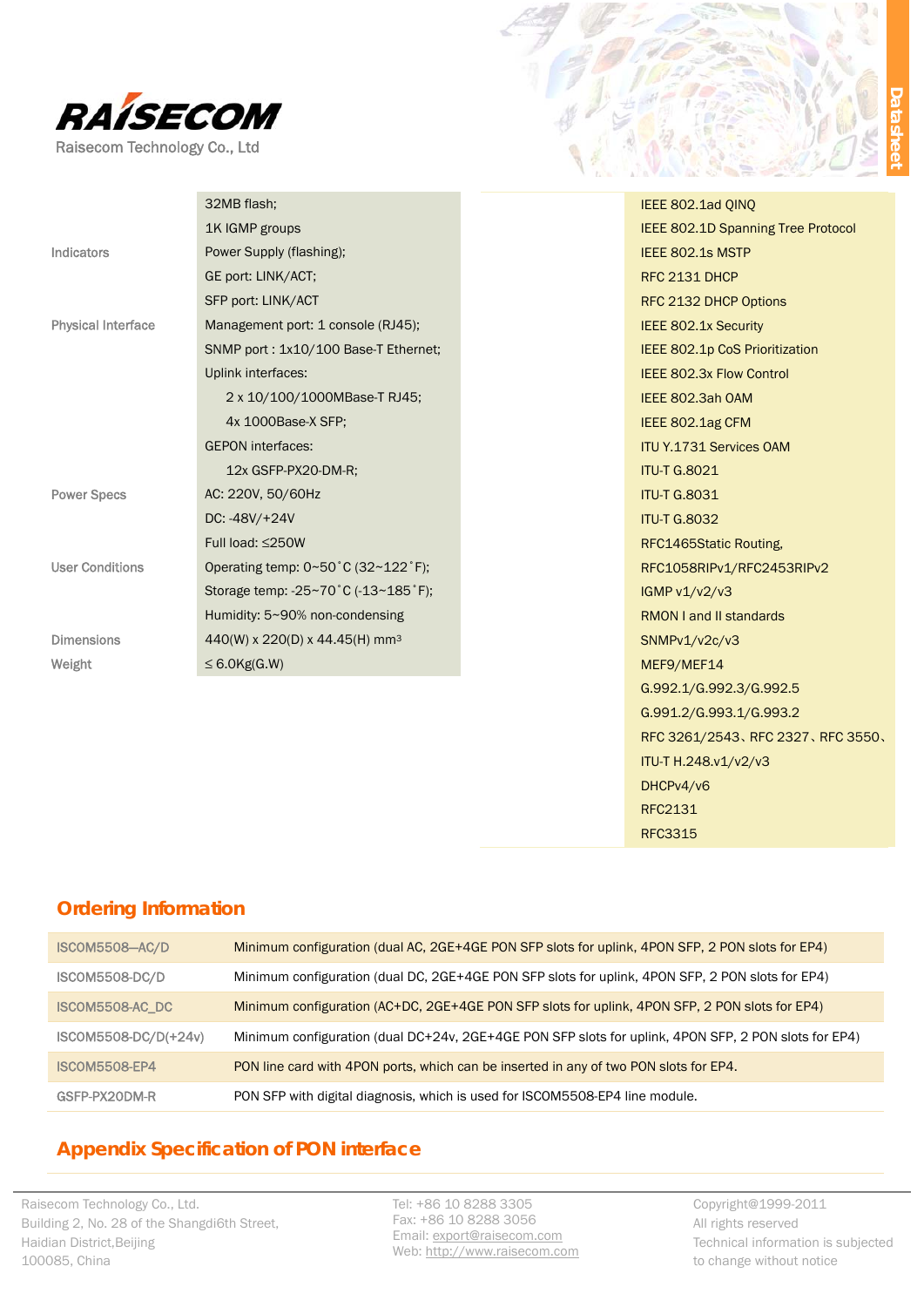| | |
|---|---|
| | 32MB flash; |
| | 1K IGMP groups |
| Indicators | Power Supply (flashing); |
| | GE port: LINK/ACT; |
| | SFP port: LINK/ACT |
| Physical Interface | Management port: 1 console (RJ45); |
| | SNMP port : 1x10/100 Base-T Ethernet; |
| | Uplink interfaces: |
| | 2 x 10/100/1000MBase-T RJ45; |
| | 4x 1000Base-X SFP; |
| | GEPON interfaces: |
| | 12x GSFP-PX20-DM-R; |
| Power Specs | AC: 220V, 50/60Hz |
| | DC: -48V/+24V |
| | Full load: ≤250W |
| User Conditions | Operating temp: 0~50˚C (32~122˚F); |
| | Storage temp: -25~70˚C (-13~185˚F); |
| | Humidity: 5~90% non-condensing |
| Dimensions | 440(W) x 220(D) x 44.45(H) mm³ |
| Weight | ≤ 6.0Kg(G.W) |

| | |
|---|---|
| | IEEE 802.1ad QINQ |
| | IEEE 802.1D Spanning Tree Protocol |
| | IEEE 802.1s MSTP |
| | RFC 2131 DHCP |
| | RFC 2132 DHCP Options |
| | IEEE 802.1x Security |
| | IEEE 802.1p CoS Prioritization |
| | IEEE 802.3x Flow Control |
| | IEEE 802.3ah OAM |
| | IEEE 802.1ag CFM |
| | ITU Y.1731 Services OAM |
| | ITU-T G.8021 |
| | ITU-T G.8031 |
| | ITU-T G.8032 |
| | RFC1465Static Routing, |
| | RFC1058RIPv1/RFC2453RIPv2 |
| | IGMP v1/v2/v3 |
| | RMON I and II standards |
| | SNMPv1/v2c/v3 |
| | MEF9/MEF14 |
| | G.992.1/G.992.3/G.992.5 |
| | G.991.2/G.993.1/G.993.2 |
| | RFC 3261/2543、RFC 2327、RFC 3550、 |
| | ITU-T H.248.v1/v2/v3 |
| | DHCPv4/v6 |
| | RFC2131 |
| | RFC3315 |

## Ordering Information

| | |
|---|---|
| ISCOM5508–AC/D | Minimum configuration (dual AC, 2GE+4GE PON SFP slots for uplink, 4PON SFP, 2 PON slots for EP4) |
| ISCOM5508-DC/D | Minimum configuration (dual DC, 2GE+4GE PON SFP slots for uplink, 4PON SFP, 2 PON slots for EP4) |
| ISCOM5508-AC_DC | Minimum configuration (AC+DC, 2GE+4GE PON SFP slots for uplink, 4PON SFP, 2 PON slots for EP4) |
| ISCOM5508-DC/D(+24v) | Minimum configuration (dual DC+24v, 2GE+4GE PON SFP slots for uplink, 4PON SFP, 2 PON slots for EP4) |
| ISCOM5508-EP4 | PON line card with 4PON ports, which can be inserted in any of two PON slots for EP4. |
| GSFP-PX20DM-R | PON SFP with digital diagnosis, which is used for ISCOM5508-EP4 line module. |

## Appendix Specification of PON interface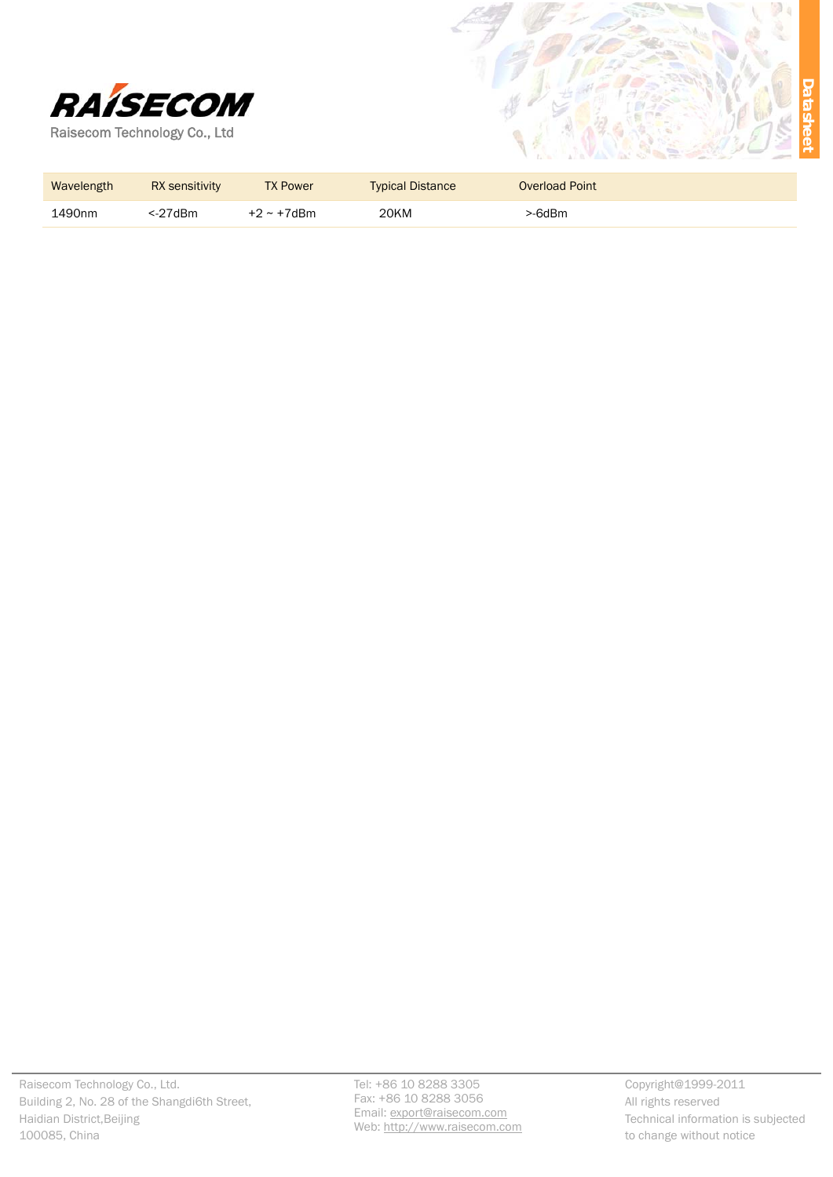| Wavelength | RX sensitivity | TX Power | Typical Distance | Overload Point |
|---|---|---|---|---|
| 1490nm | <-27dBm | +2 ~ +7dBm | 20KM | >-6dBm |